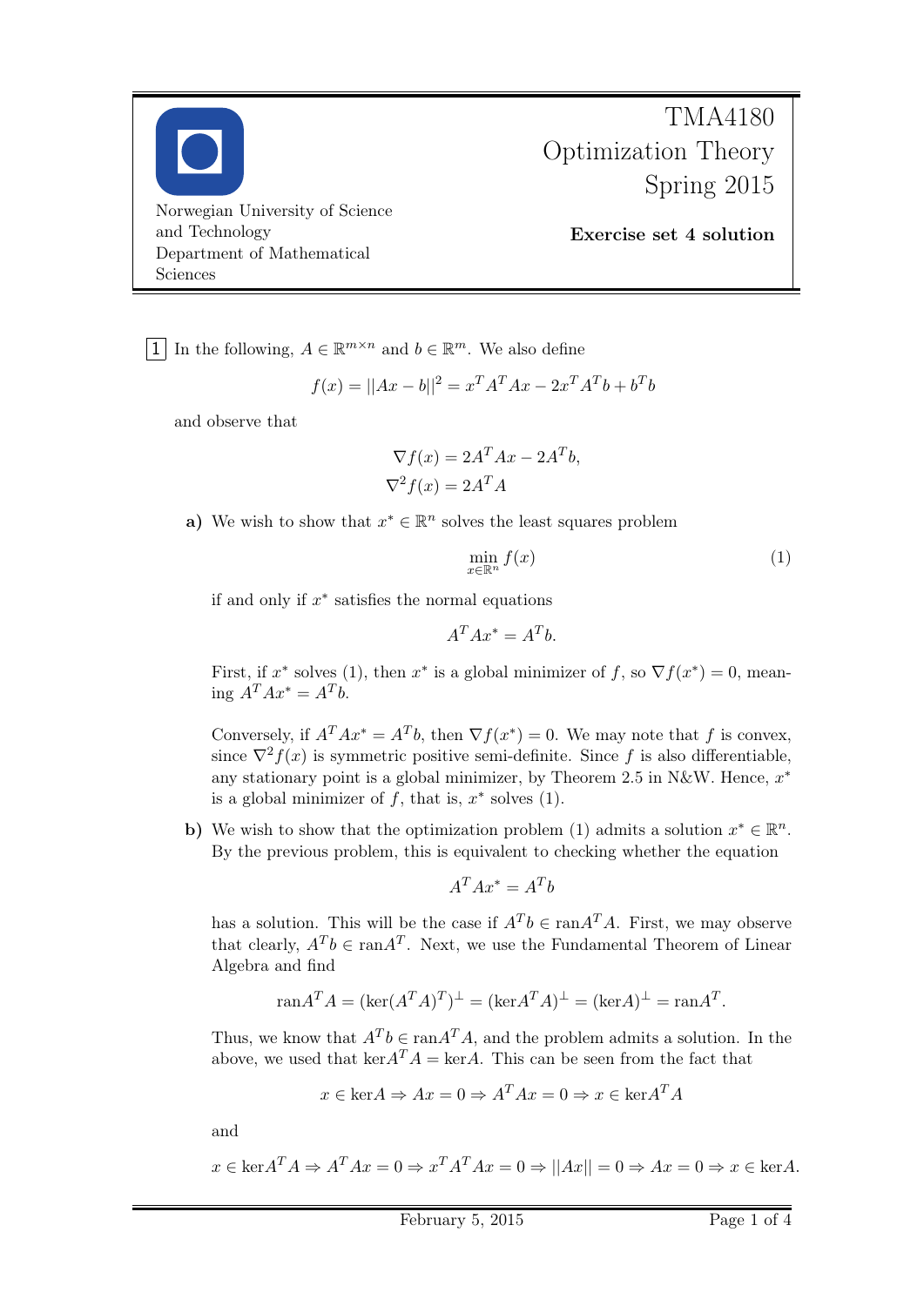TMA4180 Optimization Theory Spring 2015

Norwegian University of Science and Technology
Department of Mathematical Sciences

**Exercise set 4 solution**

**1** In the following, $A \in \mathbb{R}^{m\times n}$ and $b \in \mathbb{R}^m$. We also define

$$f(x) = ||Ax - b||^2 = x^T A^T A x - 2x^T A^T b + b^T b$$

and observe that

$$\nabla f(x) = 2A^T Ax - 2A^T b,$$
$$\nabla^2 f(x) = 2A^T A$$

**a)** We wish to show that $x^* \in \mathbb{R}^n$ solves the least squares problem

$$\min_{x\in\mathbb{R}^n} f(x) \tag{1}$$

if and only if $x^*$ satisfies the normal equations

$$A^T Ax^* = A^T b.$$

First, if $x^*$ solves (1), then $x^*$ is a global minimizer of $f$, so $\nabla f(x^*) = 0$, meaning $A^T Ax^* = A^T b$.

Conversely, if $A^T Ax^* = A^T b$, then $\nabla f(x^*) = 0$. We may note that $f$ is convex, since $\nabla^2 f(x)$ is symmetric positive semi-definite. Since $f$ is also differentiable, any stationary point is a global minimizer, by Theorem 2.5 in N&W. Hence, $x^*$ is a global minimizer of $f$, that is, $x^*$ solves (1).

**b)** We wish to show that the optimization problem (1) admits a solution $x^* \in \mathbb{R}^n$. By the previous problem, this is equivalent to checking whether the equation

$$A^T Ax^* = A^T b$$

has a solution. This will be the case if $A^T b \in \text{ran}A^T A$. First, we may observe that clearly, $A^T b \in \text{ran}A^T$. Next, we use the Fundamental Theorem of Linear Algebra and find

$$\text{ran}A^T A = (\ker(A^T A)^T)^\perp = (\ker A^T A)^\perp = (\ker A)^\perp = \text{ran}A^T.$$

Thus, we know that $A^T b \in \text{ran}A^T A$, and the problem admits a solution. In the above, we used that $\ker A^T A = \ker A$. This can be seen from the fact that

$$x \in \ker A \Rightarrow Ax = 0 \Rightarrow A^T Ax = 0 \Rightarrow x \in \ker A^T A$$

and

$$x \in \ker A^T A \Rightarrow A^T Ax = 0 \Rightarrow x^T A^T Ax = 0 \Rightarrow ||Ax|| = 0 \Rightarrow Ax = 0 \Rightarrow x \in \ker A.$$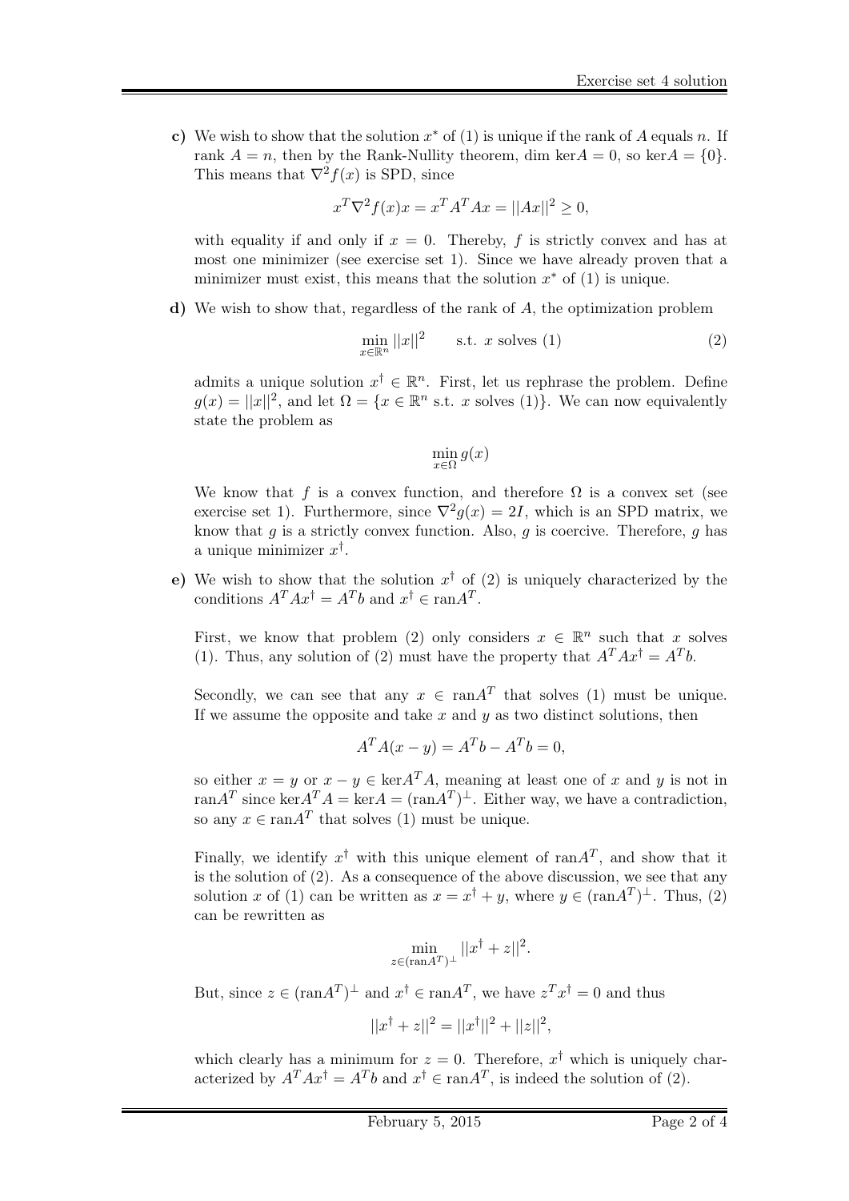**c)** We wish to show that the solution $x^*$ of (1) is unique if the rank of $A$ equals $n$. If rank $A = n$, then by the Rank-Nullity theorem, dim ker$A = 0$, so ker$A = \{0\}$. This means that $\nabla^2 f(x)$ is SPD, since

$$x^T \nabla^2 f(x) x = x^T A^T A x = ||Ax||^2 \geq 0,$$

with equality if and only if $x = 0$. Thereby, $f$ is strictly convex and has at most one minimizer (see exercise set 1). Since we have already proven that a minimizer must exist, this means that the solution $x^*$ of (1) is unique.

**d)** We wish to show that, regardless of the rank of $A$, the optimization problem

$$\min_{x \in \mathbb{R}^n} ||x||^2 \qquad \text{s.t. } x \text{ solves (1)} \tag{2}$$

admits a unique solution $x^\dagger \in \mathbb{R}^n$. First, let us rephrase the problem. Define $g(x) = ||x||^2$, and let $\Omega = \{x \in \mathbb{R}^n \text{ s.t. } x \text{ solves (1)}\}$. We can now equivalently state the problem as

$$\min_{x \in \Omega} g(x)$$

We know that $f$ is a convex function, and therefore $\Omega$ is a convex set (see exercise set 1). Furthermore, since $\nabla^2 g(x) = 2I$, which is an SPD matrix, we know that $g$ is a strictly convex function. Also, $g$ is coercive. Therefore, $g$ has a unique minimizer $x^\dagger$.

**e)** We wish to show that the solution $x^\dagger$ of (2) is uniquely characterized by the conditions $A^T A x^\dagger = A^T b$ and $x^\dagger \in \text{ran} A^T$.

First, we know that problem (2) only considers $x \in \mathbb{R}^n$ such that $x$ solves (1). Thus, any solution of (2) must have the property that $A^T A x^\dagger = A^T b$.

Secondly, we can see that any $x \in \text{ran} A^T$ that solves (1) must be unique. If we assume the opposite and take $x$ and $y$ as two distinct solutions, then

$$A^T A(x - y) = A^T b - A^T b = 0,$$

so either $x = y$ or $x - y \in \ker A^T A$, meaning at least one of $x$ and $y$ is not in ran$A^T$ since $\ker A^T A = \ker A = (\text{ran} A^T)^\perp$. Either way, we have a contradiction, so any $x \in \text{ran} A^T$ that solves (1) must be unique.

Finally, we identify $x^\dagger$ with this unique element of ran$A^T$, and show that it is the solution of (2). As a consequence of the above discussion, we see that any solution $x$ of (1) can be written as $x = x^\dagger + y$, where $y \in (\text{ran} A^T)^\perp$. Thus, (2) can be rewritten as

$$\min_{z \in (\text{ran} A^T)^\perp} ||x^\dagger + z||^2.$$

But, since $z \in (\text{ran} A^T)^\perp$ and $x^\dagger \in \text{ran} A^T$, we have $z^T x^\dagger = 0$ and thus

$$||x^\dagger + z||^2 = ||x^\dagger||^2 + ||z||^2,$$

which clearly has a minimum for $z = 0$. Therefore, $x^\dagger$ which is uniquely characterized by $A^T A x^\dagger = A^T b$ and $x^\dagger \in \text{ran} A^T$, is indeed the solution of (2).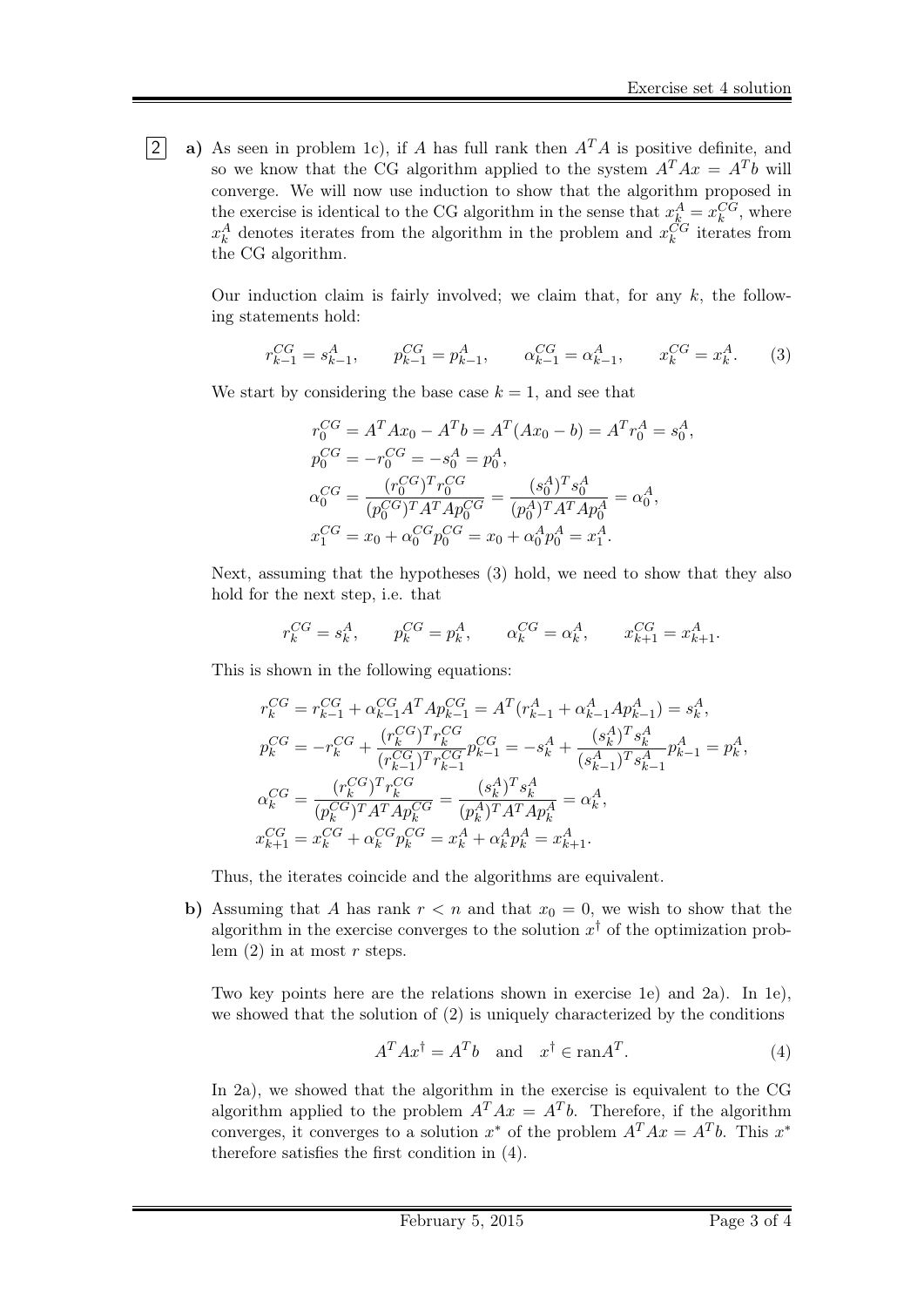**2** **a)** As seen in problem 1c), if $A$ has full rank then $A^TA$ is positive definite, and so we know that the CG algorithm applied to the system $A^TAx = A^Tb$ will converge. We will now use induction to show that the algorithm proposed in the exercise is identical to the CG algorithm in the sense that $x_k^A = x_k^{CG}$, where $x_k^A$ denotes iterates from the algorithm in the problem and $x_k^{CG}$ iterates from the CG algorithm.

Our induction claim is fairly involved; we claim that, for any $k$, the following statements hold:

$$r_{k-1}^{CG} = s_{k-1}^A, \qquad p_{k-1}^{CG} = p_{k-1}^A, \qquad \alpha_{k-1}^{CG} = \alpha_{k-1}^A, \qquad x_k^{CG} = x_k^A. \tag{3}$$

We start by considering the base case $k = 1$, and see that

$$\begin{aligned}
r_0^{CG} &= A^TAx_0 - A^Tb = A^T(Ax_0 - b) = A^Tr_0^A = s_0^A, \\
p_0^{CG} &= -r_0^{CG} = -s_0^A = p_0^A, \\
\alpha_0^{CG} &= \frac{(r_0^{CG})^T r_0^{CG}}{(p_0^{CG})^T A^TAp_0^{CG}} = \frac{(s_0^A)^T s_0^A}{(p_0^A)^T A^TAp_0^A} = \alpha_0^A, \\
x_1^{CG} &= x_0 + \alpha_0^{CG} p_0^{CG} = x_0 + \alpha_0^A p_0^A = x_1^A.
\end{aligned}$$

Next, assuming that the hypotheses (3) hold, we need to show that they also hold for the next step, i.e. that

$$r_k^{CG} = s_k^A, \qquad p_k^{CG} = p_k^A, \qquad \alpha_k^{CG} = \alpha_k^A, \qquad x_{k+1}^{CG} = x_{k+1}^A.$$

This is shown in the following equations:

$$\begin{aligned}
r_k^{CG} &= r_{k-1}^{CG} + \alpha_{k-1}^{CG} A^TAp_{k-1}^{CG} = A^T(r_{k-1}^A + \alpha_{k-1}^A A p_{k-1}^A) = s_k^A, \\
p_k^{CG} &= -r_k^{CG} + \frac{(r_k^{CG})^T r_k^{CG}}{(r_{k-1}^{CG})^T r_{k-1}^{CG}} p_{k-1}^{CG} = -s_k^A + \frac{(s_k^A)^T s_k^A}{(s_{k-1}^A)^T s_{k-1}^A} p_{k-1}^A = p_k^A, \\
\alpha_k^{CG} &= \frac{(r_k^{CG})^T r_k^{CG}}{(p_k^{CG})^T A^TAp_k^{CG}} = \frac{(s_k^A)^T s_k^A}{(p_k^A)^T A^TAp_k^A} = \alpha_k^A, \\
x_{k+1}^{CG} &= x_k^{CG} + \alpha_k^{CG} p_k^{CG} = x_k^A + \alpha_k^A p_k^A = x_{k+1}^A.
\end{aligned}$$

Thus, the iterates coincide and the algorithms are equivalent.

**b)** Assuming that $A$ has rank $r < n$ and that $x_0 = 0$, we wish to show that the algorithm in the exercise converges to the solution $x^\dagger$ of the optimization problem (2) in at most $r$ steps.

Two key points here are the relations shown in exercise 1e) and 2a). In 1e), we showed that the solution of (2) is uniquely characterized by the conditions

$$A^TAx^\dagger = A^Tb \quad \text{and} \quad x^\dagger \in \operatorname{ran} A^T. \tag{4}$$

In 2a), we showed that the algorithm in the exercise is equivalent to the CG algorithm applied to the problem $A^TAx = A^Tb$. Therefore, if the algorithm converges, it converges to a solution $x^*$ of the problem $A^TAx = A^Tb$. This $x^*$ therefore satisfies the first condition in (4).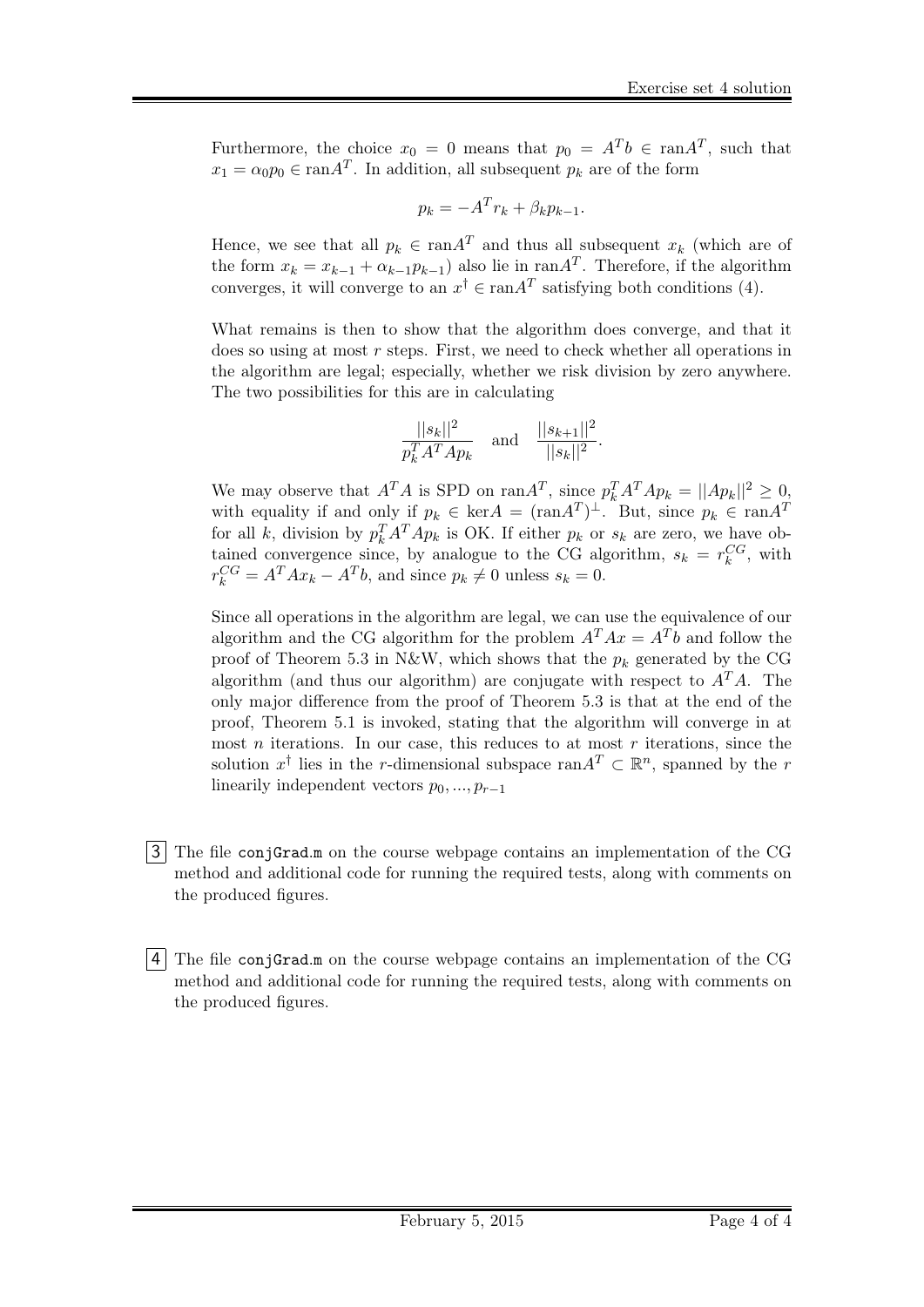Furthermore, the choice $x_0 = 0$ means that $p_0 = A^T b \in \text{ran}A^T$, such that $x_1 = \alpha_0 p_0 \in \text{ran}A^T$. In addition, all subsequent $p_k$ are of the form

$$p_k = -A^T r_k + \beta_k p_{k-1}.$$

Hence, we see that all $p_k \in \text{ran}A^T$ and thus all subsequent $x_k$ (which are of the form $x_k = x_{k-1} + \alpha_{k-1} p_{k-1}$) also lie in $\text{ran}A^T$. Therefore, if the algorithm converges, it will converge to an $x^\dagger \in \text{ran}A^T$ satisfying both conditions (4).

What remains is then to show that the algorithm does converge, and that it does so using at most $r$ steps. First, we need to check whether all operations in the algorithm are legal; especially, whether we risk division by zero anywhere. The two possibilities for this are in calculating

$$\frac{||s_k||^2}{p_k^T A^T A p_k} \quad \text{and} \quad \frac{||s_{k+1}||^2}{||s_k||^2}.$$

We may observe that $A^T A$ is SPD on $\text{ran}A^T$, since $p_k^T A^T A p_k = ||Ap_k||^2 \geq 0$, with equality if and only if $p_k \in \ker A = (\text{ran}A^T)^\perp$. But, since $p_k \in \text{ran}A^T$ for all $k$, division by $p_k^T A^T A p_k$ is OK. If either $p_k$ or $s_k$ are zero, we have obtained convergence since, by analogue to the CG algorithm, $s_k = r_k^{CG}$, with $r_k^{CG} = A^T A x_k - A^T b$, and since $p_k \neq 0$ unless $s_k = 0$.

Since all operations in the algorithm are legal, we can use the equivalence of our algorithm and the CG algorithm for the problem $A^T A x = A^T b$ and follow the proof of Theorem 5.3 in N&W, which shows that the $p_k$ generated by the CG algorithm (and thus our algorithm) are conjugate with respect to $A^T A$. The only major difference from the proof of Theorem 5.3 is that at the end of the proof, Theorem 5.1 is invoked, stating that the algorithm will converge in at most $n$ iterations. In our case, this reduces to at most $r$ iterations, since the solution $x^\dagger$ lies in the $r$-dimensional subspace $\text{ran}A^T \subset \mathbb{R}^n$, spanned by the $r$ linearily independent vectors $p_0, ..., p_{r-1}$

3 The file conjGrad.m on the course webpage contains an implementation of the CG method and additional code for running the required tests, along with comments on the produced figures.

4 The file conjGrad.m on the course webpage contains an implementation of the CG method and additional code for running the required tests, along with comments on the produced figures.